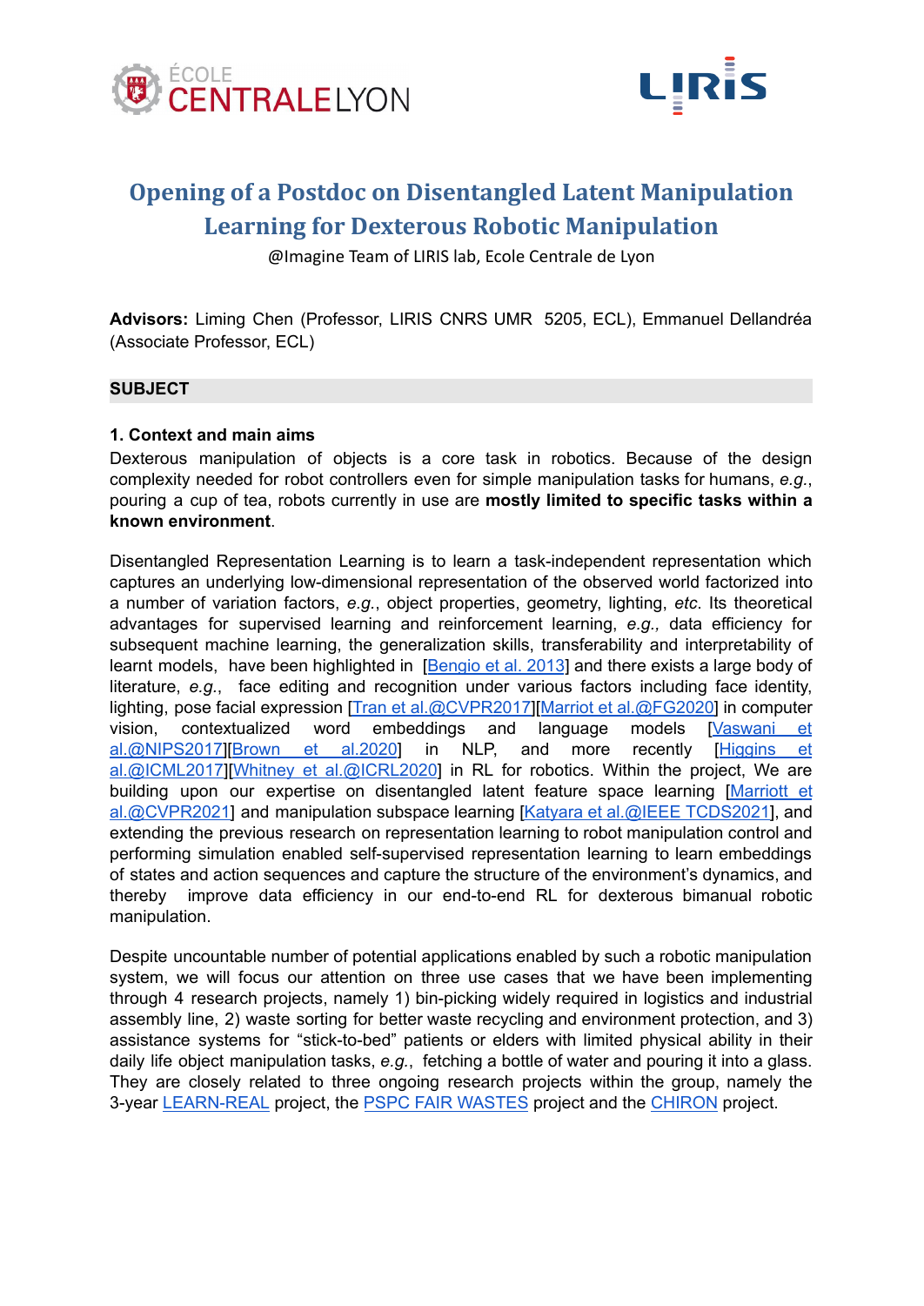# Opening of a Postdoc on Disentangled Latent Manipulation Learning for Dexterous Robotic Manipulation

@Imagine Team of LIRIS lab, Ecole Centrale de Lyon

**Advisors:** Liming Chen (Professor, LIRIS CNRS UMR 5205, ECL), Emmanuel Dellandréa (Associate Professor, ECL)

## SUBJECT

### 1. Context and main aims

Dexterous manipulation of objects is a core task in robotics. Because of the design complexity needed for robot controllers even for simple manipulation tasks for humans, *e.g.*, pouring a cup of tea, robots currently in use are **mostly limited to specific tasks within a known environment**.

Disentangled Representation Learning is to learn a task-independent representation which captures an underlying low-dimensional representation of the observed world factorized into a number of variation factors, *e.g.*, object properties, geometry, lighting, *etc*. Its theoretical advantages for supervised learning and reinforcement learning, *e.g.,* data efficiency for subsequent machine learning, the generalization skills, transferability and interpretability of learnt models, have been highlighted in [Bengio et al. 2013] and there exists a large body of literature, *e.g.*, face editing and recognition under various factors including face identity, lighting, pose facial expression [Tran et al.@CVPR2017][Marriot et al.@FG2020] in computer vision, contextualized word embeddings and language models [Vaswani et al.@NIPS2017][Brown et al.2020] in NLP, and more recently [Higgins et al.@ICML2017][Whitney et al.@ICRL2020] in RL for robotics. Within the project, We are building upon our expertise on disentangled latent feature space learning [Marriott et al.@CVPR2021] and manipulation subspace learning [Katyara et al.@IEEE TCDS2021], and extending the previous research on representation learning to robot manipulation control and performing simulation enabled self-supervised representation learning to learn embeddings of states and action sequences and capture the structure of the environment's dynamics, and thereby improve data efficiency in our end-to-end RL for dexterous bimanual robotic manipulation.

Despite uncountable number of potential applications enabled by such a robotic manipulation system, we will focus our attention on three use cases that we have been implementing through 4 research projects, namely 1) bin-picking widely required in logistics and industrial assembly line, 2) waste sorting for better waste recycling and environment protection, and 3) assistance systems for "stick-to-bed" patients or elders with limited physical ability in their daily life object manipulation tasks, *e.g.*, fetching a bottle of water and pouring it into a glass. They are closely related to three ongoing research projects within the group, namely the 3-year LEARN-REAL project, the PSPC FAIR WASTES project and the CHIRON project.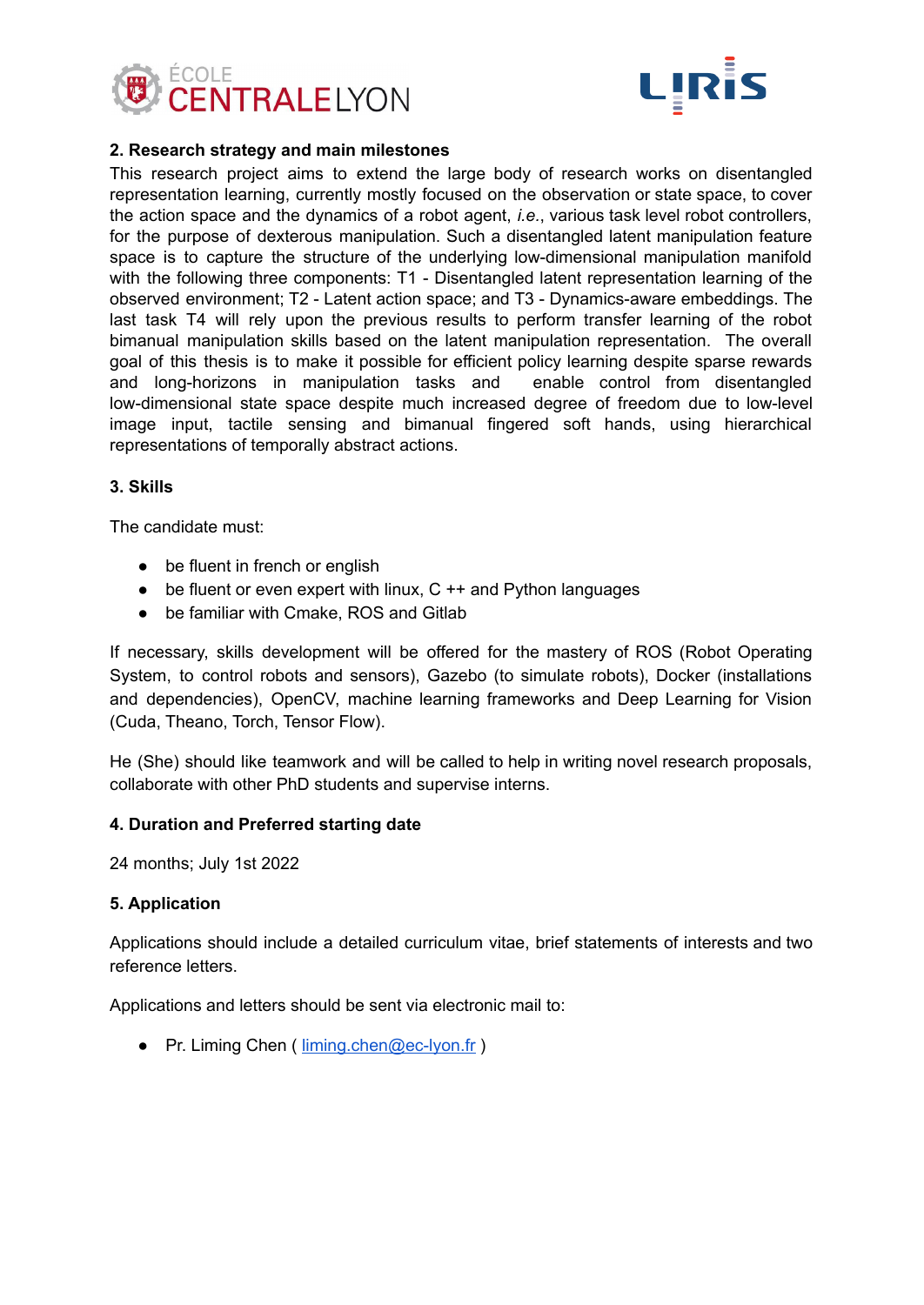## 2. Research strategy and main milestones

This research project aims to extend the large body of research works on disentangled representation learning, currently mostly focused on the observation or state space, to cover the action space and the dynamics of a robot agent, *i.e.*, various task level robot controllers, for the purpose of dexterous manipulation. Such a disentangled latent manipulation feature space is to capture the structure of the underlying low-dimensional manipulation manifold with the following three components: T1 - Disentangled latent representation learning of the observed environment; T2 - Latent action space; and T3 - Dynamics-aware embeddings. The last task T4 will rely upon the previous results to perform transfer learning of the robot bimanual manipulation skills based on the latent manipulation representation. The overall goal of this thesis is to make it possible for efficient policy learning despite sparse rewards and long-horizons in manipulation tasks and enable control from disentangled low-dimensional state space despite much increased degree of freedom due to low-level image input, tactile sensing and bimanual fingered soft hands, using hierarchical representations of temporally abstract actions.

## 3. Skills

The candidate must:

- be fluent in french or english
- be fluent or even expert with linux, C ++ and Python languages
- be familiar with Cmake, ROS and Gitlab

If necessary, skills development will be offered for the mastery of ROS (Robot Operating System, to control robots and sensors), Gazebo (to simulate robots), Docker (installations and dependencies), OpenCV, machine learning frameworks and Deep Learning for Vision (Cuda, Theano, Torch, Tensor Flow).

He (She) should like teamwork and will be called to help in writing novel research proposals, collaborate with other PhD students and supervise interns.

## 4. Duration and Preferred starting date

24 months; July 1st 2022

## 5. Application

Applications should include a detailed curriculum vitae, brief statements of interests and two reference letters.

Applications and letters should be sent via electronic mail to:

- Pr. Liming Chen ( liming.chen@ec-lyon.fr )